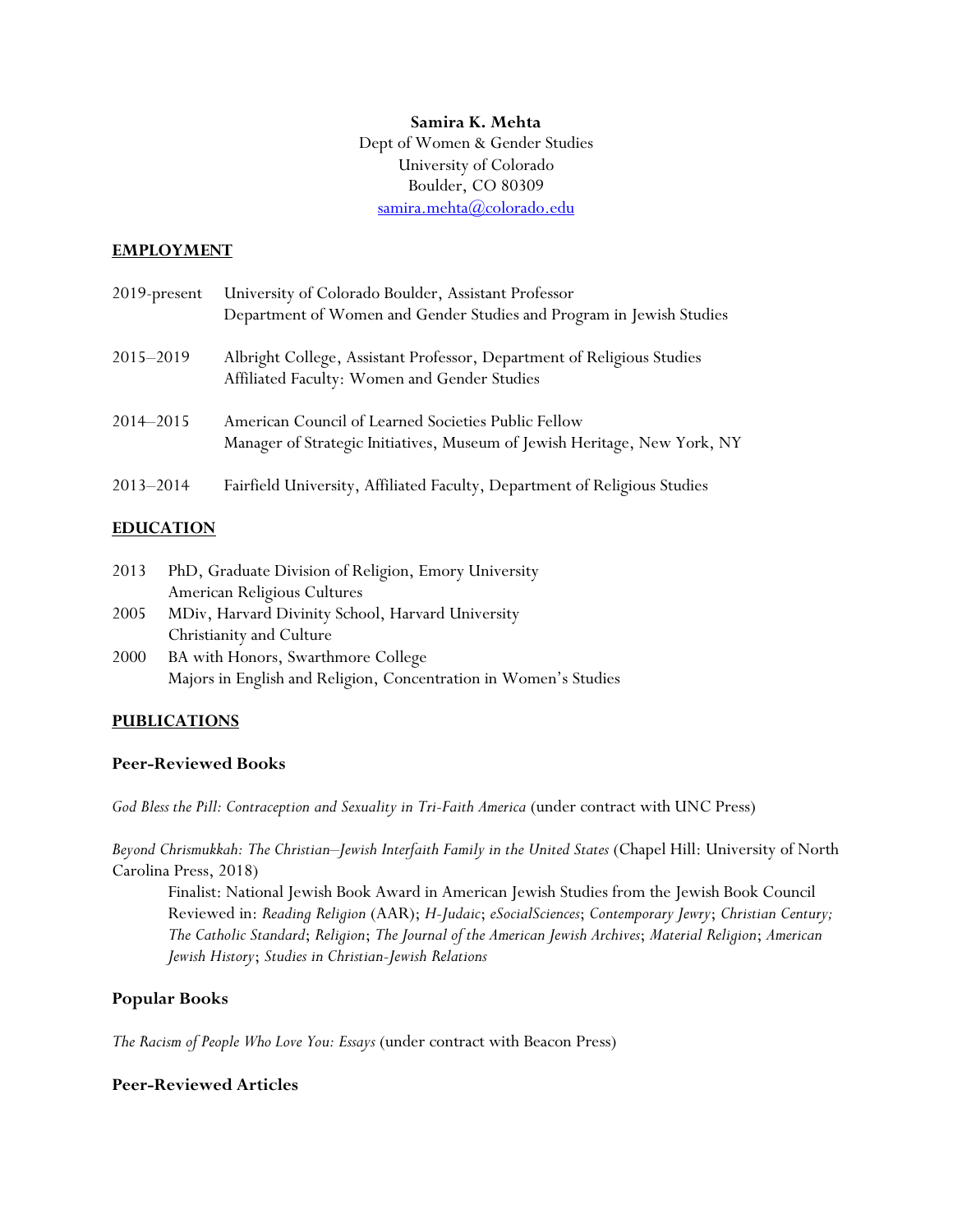**Samira K. Mehta**
Dept of Women & Gender Studies
University of Colorado
Boulder, CO 80309
samira.mehta@colorado.edu

## EMPLOYMENT

2019-present University of Colorado Boulder, Assistant Professor
Department of Women and Gender Studies and Program in Jewish Studies

2015–2019 Albright College, Assistant Professor, Department of Religious Studies
Affiliated Faculty: Women and Gender Studies

2014–2015 American Council of Learned Societies Public Fellow
Manager of Strategic Initiatives, Museum of Jewish Heritage, New York, NY

2013–2014 Fairfield University, Affiliated Faculty, Department of Religious Studies

## EDUCATION

2013 PhD, Graduate Division of Religion, Emory University
American Religious Cultures

2005 MDiv, Harvard Divinity School, Harvard University
Christianity and Culture

2000 BA with Honors, Swarthmore College
Majors in English and Religion, Concentration in Women's Studies

## PUBLICATIONS

### Peer-Reviewed Books

*God Bless the Pill: Contraception and Sexuality in Tri-Faith America* (under contract with UNC Press)

*Beyond Chrismukkah: The Christian–Jewish Interfaith Family in the United States* (Chapel Hill: University of North Carolina Press, 2018)

Finalist: National Jewish Book Award in American Jewish Studies from the Jewish Book Council
Reviewed in: *Reading Religion* (AAR); *H-Judaic*; *eSocialSciences*; *Contemporary Jewry*; *Christian Century; The Catholic Standard*; *Religion*; *The Journal of the American Jewish Archives*; *Material Religion*; *American Jewish History*; *Studies in Christian-Jewish Relations*

### Popular Books

*The Racism of People Who Love You: Essays* (under contract with Beacon Press)

### Peer-Reviewed Articles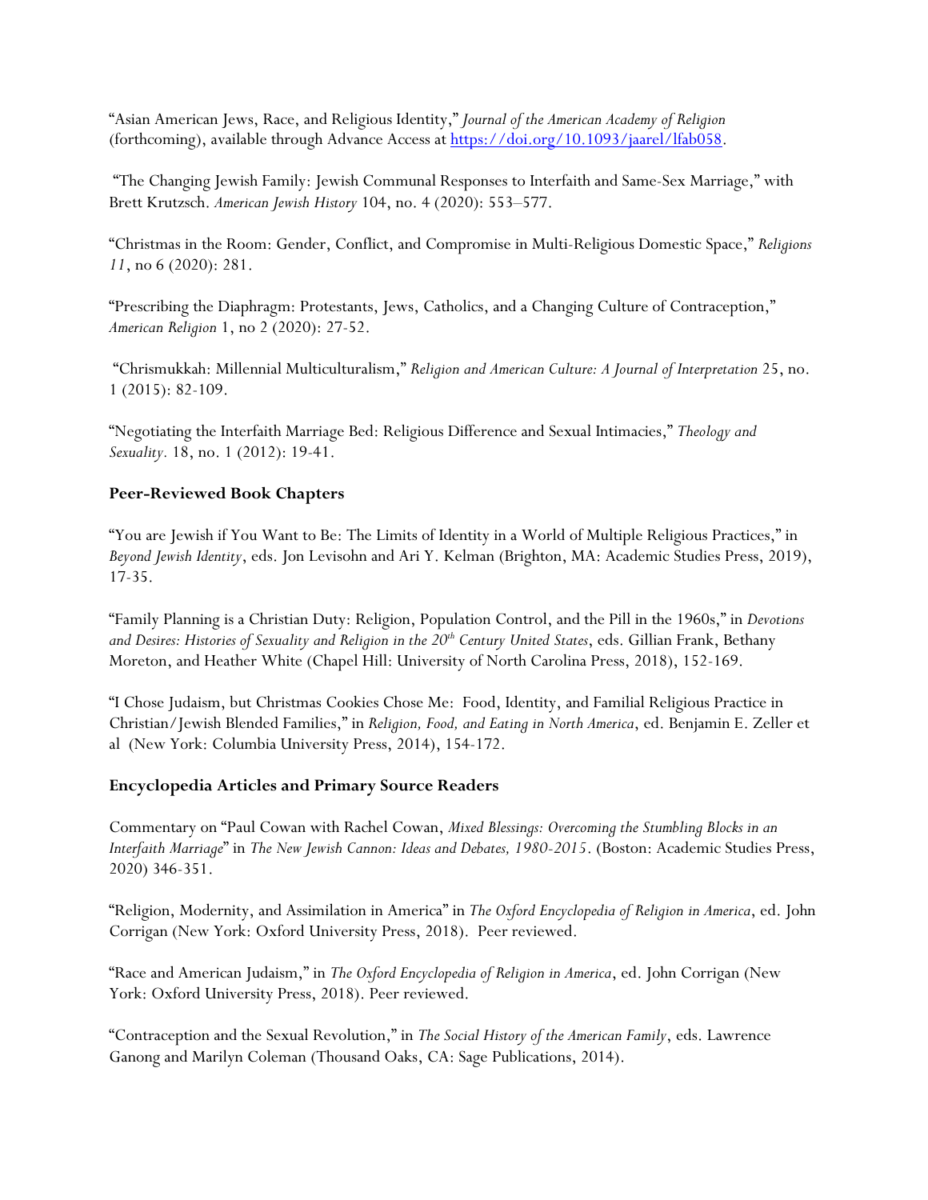"Asian American Jews, Race, and Religious Identity," *Journal of the American Academy of Religion* (forthcoming), available through Advance Access at https://doi.org/10.1093/jaarel/lfab058.

"The Changing Jewish Family: Jewish Communal Responses to Interfaith and Same-Sex Marriage," with Brett Krutzsch. *American Jewish History* 104, no. 4 (2020): 553–577.

"Christmas in the Room: Gender, Conflict, and Compromise in Multi-Religious Domestic Space," *Religions 11*, no 6 (2020): 281.

"Prescribing the Diaphragm: Protestants, Jews, Catholics, and a Changing Culture of Contraception," *American Religion* 1, no 2 (2020): 27-52.

"Chrismukkah: Millennial Multiculturalism," *Religion and American Culture: A Journal of Interpretation* 25, no. 1 (2015): 82-109.

"Negotiating the Interfaith Marriage Bed: Religious Difference and Sexual Intimacies," *Theology and Sexuality.* 18, no. 1 (2012): 19-41.

**Peer-Reviewed Book Chapters**

"You are Jewish if You Want to Be: The Limits of Identity in a World of Multiple Religious Practices," in *Beyond Jewish Identity*, eds. Jon Levisohn and Ari Y. Kelman (Brighton, MA: Academic Studies Press, 2019), 17-35.

"Family Planning is a Christian Duty: Religion, Population Control, and the Pill in the 1960s," in *Devotions and Desires: Histories of Sexuality and Religion in the 20th Century United States*, eds. Gillian Frank, Bethany Moreton, and Heather White (Chapel Hill: University of North Carolina Press, 2018), 152-169.

"I Chose Judaism, but Christmas Cookies Chose Me: Food, Identity, and Familial Religious Practice in Christian/Jewish Blended Families," in *Religion, Food, and Eating in North America*, ed. Benjamin E. Zeller et al (New York: Columbia University Press, 2014), 154-172.

**Encyclopedia Articles and Primary Source Readers**

Commentary on "Paul Cowan with Rachel Cowan, *Mixed Blessings: Overcoming the Stumbling Blocks in an Interfaith Marriage*" in *The New Jewish Cannon: Ideas and Debates, 1980-2015*. (Boston: Academic Studies Press, 2020) 346-351.

"Religion, Modernity, and Assimilation in America" in *The Oxford Encyclopedia of Religion in America*, ed. John Corrigan (New York: Oxford University Press, 2018). Peer reviewed.

"Race and American Judaism," in *The Oxford Encyclopedia of Religion in America*, ed. John Corrigan (New York: Oxford University Press, 2018). Peer reviewed.

"Contraception and the Sexual Revolution," in *The Social History of the American Family*, eds. Lawrence Ganong and Marilyn Coleman (Thousand Oaks, CA: Sage Publications, 2014).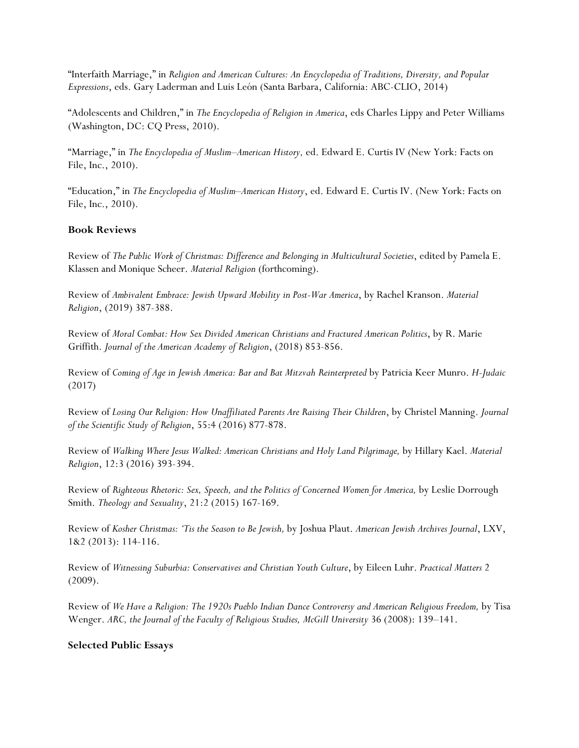"Interfaith Marriage," in *Religion and American Cultures: An Encyclopedia of Traditions, Diversity, and Popular Expressions*, eds. Gary Laderman and Luis León (Santa Barbara, California: ABC-CLIO, 2014)

"Adolescents and Children," in *The Encyclopedia of Religion in America*, eds Charles Lippy and Peter Williams (Washington, DC: CQ Press, 2010).

"Marriage," in *The Encyclopedia of Muslim–American History,* ed. Edward E. Curtis IV (New York: Facts on File, Inc., 2010).

"Education," in *The Encyclopedia of Muslim–American History*, ed. Edward E. Curtis IV. (New York: Facts on File, Inc., 2010).

**Book Reviews**

Review of *The Public Work of Christmas: Difference and Belonging in Multicultural Societies*, edited by Pamela E. Klassen and Monique Scheer. *Material Religion* (forthcoming).

Review of *Ambivalent Embrace: Jewish Upward Mobility in Post-War America*, by Rachel Kranson. *Material Religion*, (2019) 387-388.

Review of *Moral Combat: How Sex Divided American Christians and Fractured American Politics*, by R. Marie Griffith. *Journal of the American Academy of Religion*, (2018) 853-856.

Review of *Coming of Age in Jewish America: Bar and Bat Mitzvah Reinterpreted* by Patricia Keer Munro. *H-Judaic* (2017)

Review of *Losing Our Religion: How Unaffiliated Parents Are Raising Their Children*, by Christel Manning. *Journal of the Scientific Study of Religion*, 55:4 (2016) 877-878.

Review of *Walking Where Jesus Walked: American Christians and Holy Land Pilgrimage,* by Hillary Kael. *Material Religion*, 12:3 (2016) 393-394.

Review of *Righteous Rhetoric: Sex, Speech, and the Politics of Concerned Women for America,* by Leslie Dorrough Smith. *Theology and Sexuality*, 21:2 (2015) 167-169.

Review of *Kosher Christmas: 'Tis the Season to Be Jewish,* by Joshua Plaut. *American Jewish Archives Journal*, LXV, 1&2 (2013): 114-116.

Review of *Witnessing Suburbia: Conservatives and Christian Youth Culture*, by Eileen Luhr. *Practical Matters* 2 (2009).

Review of *We Have a Religion: The 1920s Pueblo Indian Dance Controversy and American Religious Freedom,* by Tisa Wenger. *ARC, the Journal of the Faculty of Religious Studies, McGill University* 36 (2008): 139–141.

**Selected Public Essays**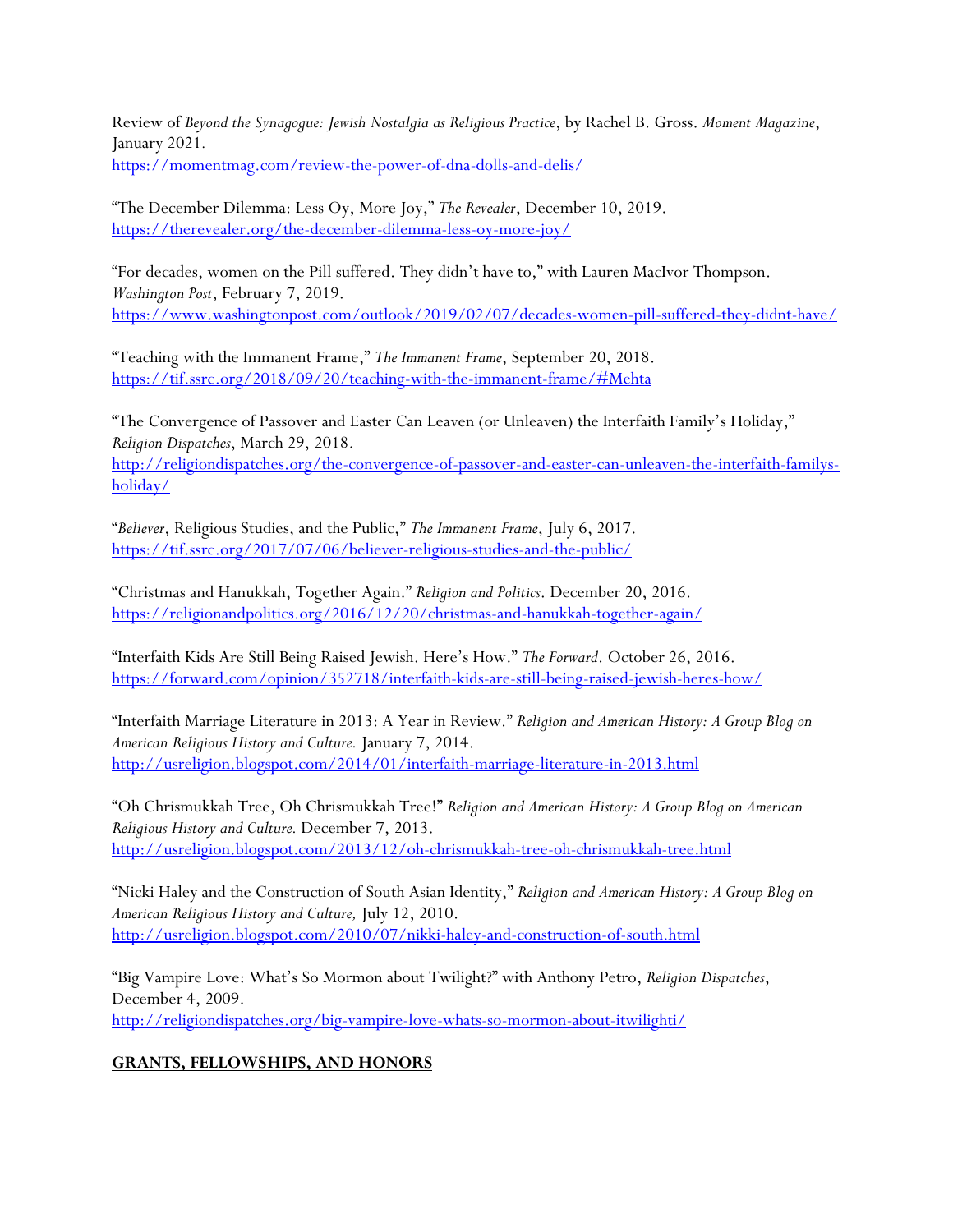Review of *Beyond the Synagogue: Jewish Nostalgia as Religious Practice*, by Rachel B. Gross. *Moment Magazine*, January 2021.
https://momentmag.com/review-the-power-of-dna-dolls-and-delis/

"The December Dilemma: Less Oy, More Joy," *The Revealer*, December 10, 2019.
https://therevealer.org/the-december-dilemma-less-oy-more-joy/

"For decades, women on the Pill suffered. They didn't have to," with Lauren MacIvor Thompson. *Washington Post*, February 7, 2019.
https://www.washingtonpost.com/outlook/2019/02/07/decades-women-pill-suffered-they-didnt-have/

"Teaching with the Immanent Frame," *The Immanent Frame*, September 20, 2018.
https://tif.ssrc.org/2018/09/20/teaching-with-the-immanent-frame/#Mehta

"The Convergence of Passover and Easter Can Leaven (or Unleaven) the Interfaith Family's Holiday," *Religion Dispatches*, March 29, 2018.
http://religiondispatches.org/the-convergence-of-passover-and-easter-can-unleaven-the-interfaith-familys-holiday/

"*Believer*, Religious Studies, and the Public," *The Immanent Frame*, July 6, 2017.
https://tif.ssrc.org/2017/07/06/believer-religious-studies-and-the-public/

"Christmas and Hanukkah, Together Again." *Religion and Politics*. December 20, 2016.
https://religionandpolitics.org/2016/12/20/christmas-and-hanukkah-together-again/

"Interfaith Kids Are Still Being Raised Jewish. Here's How." *The Forward*. October 26, 2016.
https://forward.com/opinion/352718/interfaith-kids-are-still-being-raised-jewish-heres-how/

"Interfaith Marriage Literature in 2013: A Year in Review." *Religion and American History: A Group Blog on American Religious History and Culture.* January 7, 2014.
http://usreligion.blogspot.com/2014/01/interfaith-marriage-literature-in-2013.html

"Oh Chrismukkah Tree, Oh Chrismukkah Tree!" *Religion and American History: A Group Blog on American Religious History and Culture.* December 7, 2013.
http://usreligion.blogspot.com/2013/12/oh-chrismukkah-tree-oh-chrismukkah-tree.html

"Nicki Haley and the Construction of South Asian Identity," *Religion and American History: A Group Blog on American Religious History and Culture,* July 12, 2010.
http://usreligion.blogspot.com/2010/07/nikki-haley-and-construction-of-south.html

"Big Vampire Love: What's So Mormon about Twilight?" with Anthony Petro, *Religion Dispatches*, December 4, 2009.
http://religiondispatches.org/big-vampire-love-whats-so-mormon-about-itwilighti/

## GRANTS, FELLOWSHIPS, AND HONORS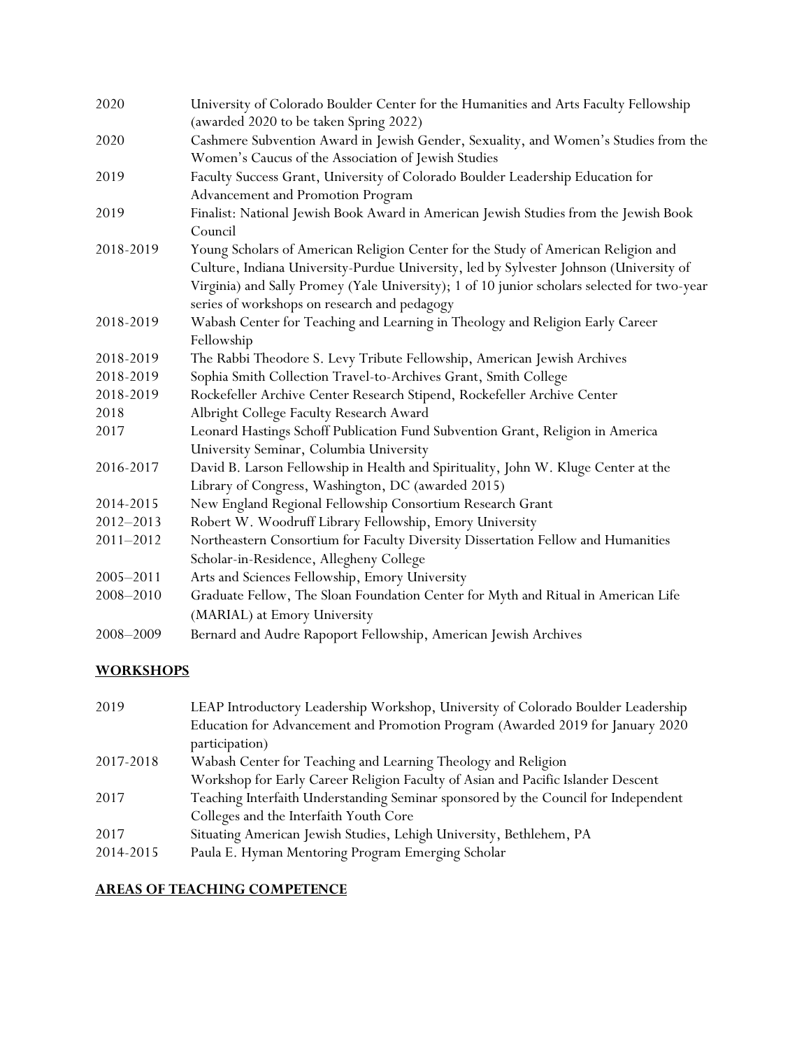| | |
|---|---|
| 2020 | University of Colorado Boulder Center for the Humanities and Arts Faculty Fellowship (awarded 2020 to be taken Spring 2022) |
| 2020 | Cashmere Subvention Award in Jewish Gender, Sexuality, and Women's Studies from the Women's Caucus of the Association of Jewish Studies |
| 2019 | Faculty Success Grant, University of Colorado Boulder Leadership Education for Advancement and Promotion Program |
| 2019 | Finalist: National Jewish Book Award in American Jewish Studies from the Jewish Book Council |
| 2018-2019 | Young Scholars of American Religion Center for the Study of American Religion and Culture, Indiana University-Purdue University, led by Sylvester Johnson (University of Virginia) and Sally Promey (Yale University); 1 of 10 junior scholars selected for two-year series of workshops on research and pedagogy |
| 2018-2019 | Wabash Center for Teaching and Learning in Theology and Religion Early Career Fellowship |
| 2018-2019 | The Rabbi Theodore S. Levy Tribute Fellowship, American Jewish Archives |
| 2018-2019 | Sophia Smith Collection Travel-to-Archives Grant, Smith College |
| 2018-2019 | Rockefeller Archive Center Research Stipend, Rockefeller Archive Center |
| 2018 | Albright College Faculty Research Award |
| 2017 | Leonard Hastings Schoff Publication Fund Subvention Grant, Religion in America University Seminar, Columbia University |
| 2016-2017 | David B. Larson Fellowship in Health and Spirituality, John W. Kluge Center at the Library of Congress, Washington, DC (awarded 2015) |
| 2014-2015 | New England Regional Fellowship Consortium Research Grant |
| 2012–2013 | Robert W. Woodruff Library Fellowship, Emory University |
| 2011–2012 | Northeastern Consortium for Faculty Diversity Dissertation Fellow and Humanities Scholar-in-Residence, Allegheny College |
| 2005–2011 | Arts and Sciences Fellowship, Emory University |
| 2008–2010 | Graduate Fellow, The Sloan Foundation Center for Myth and Ritual in American Life (MARIAL) at Emory University |
| 2008–2009 | Bernard and Audre Rapoport Fellowship, American Jewish Archives |

## WORKSHOPS

| | |
|---|---|
| 2019 | LEAP Introductory Leadership Workshop, University of Colorado Boulder Leadership Education for Advancement and Promotion Program (Awarded 2019 for January 2020 participation) |
| 2017-2018 | Wabash Center for Teaching and Learning Theology and Religion Workshop for Early Career Religion Faculty of Asian and Pacific Islander Descent |
| 2017 | Teaching Interfaith Understanding Seminar sponsored by the Council for Independent Colleges and the Interfaith Youth Core |
| 2017 | Situating American Jewish Studies, Lehigh University, Bethlehem, PA |
| 2014-2015 | Paula E. Hyman Mentoring Program Emerging Scholar |

## AREAS OF TEACHING COMPETENCE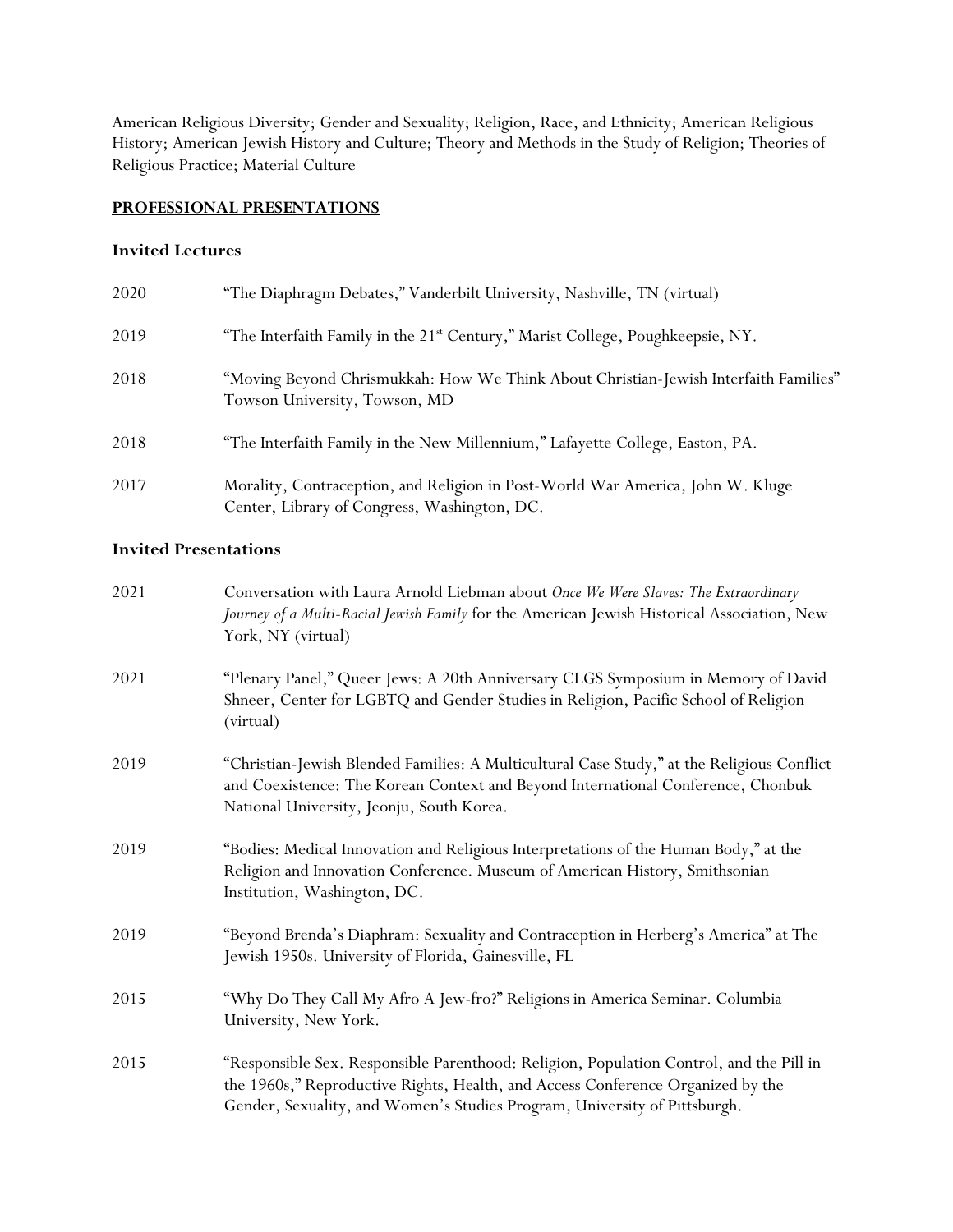American Religious Diversity; Gender and Sexuality; Religion, Race, and Ethnicity; American Religious History; American Jewish History and Culture; Theory and Methods in the Study of Religion; Theories of Religious Practice; Material Culture

## PROFESSIONAL PRESENTATIONS

### Invited Lectures

2020 "The Diaphragm Debates," Vanderbilt University, Nashville, TN (virtual)

2019 "The Interfaith Family in the 21st Century," Marist College, Poughkeepsie, NY.

2018 "Moving Beyond Chrismukkah: How We Think About Christian-Jewish Interfaith Families" Towson University, Towson, MD

2018 "The Interfaith Family in the New Millennium," Lafayette College, Easton, PA.

2017 Morality, Contraception, and Religion in Post-World War America, John W. Kluge Center, Library of Congress, Washington, DC.

### Invited Presentations

2021 Conversation with Laura Arnold Liebman about *Once We Were Slaves: The Extraordinary Journey of a Multi-Racial Jewish Family* for the American Jewish Historical Association, New York, NY (virtual)

2021 "Plenary Panel," Queer Jews: A 20th Anniversary CLGS Symposium in Memory of David Shneer, Center for LGBTQ and Gender Studies in Religion, Pacific School of Religion (virtual)

2019 "Christian-Jewish Blended Families: A Multicultural Case Study," at the Religious Conflict and Coexistence: The Korean Context and Beyond International Conference, Chonbuk National University, Jeonju, South Korea.

2019 "Bodies: Medical Innovation and Religious Interpretations of the Human Body," at the Religion and Innovation Conference. Museum of American History, Smithsonian Institution, Washington, DC.

2019 "Beyond Brenda's Diaphram: Sexuality and Contraception in Herberg's America" at The Jewish 1950s. University of Florida, Gainesville, FL

2015 "Why Do They Call My Afro A Jew-fro?" Religions in America Seminar. Columbia University, New York.

2015 "Responsible Sex. Responsible Parenthood: Religion, Population Control, and the Pill in the 1960s," Reproductive Rights, Health, and Access Conference Organized by the Gender, Sexuality, and Women's Studies Program, University of Pittsburgh.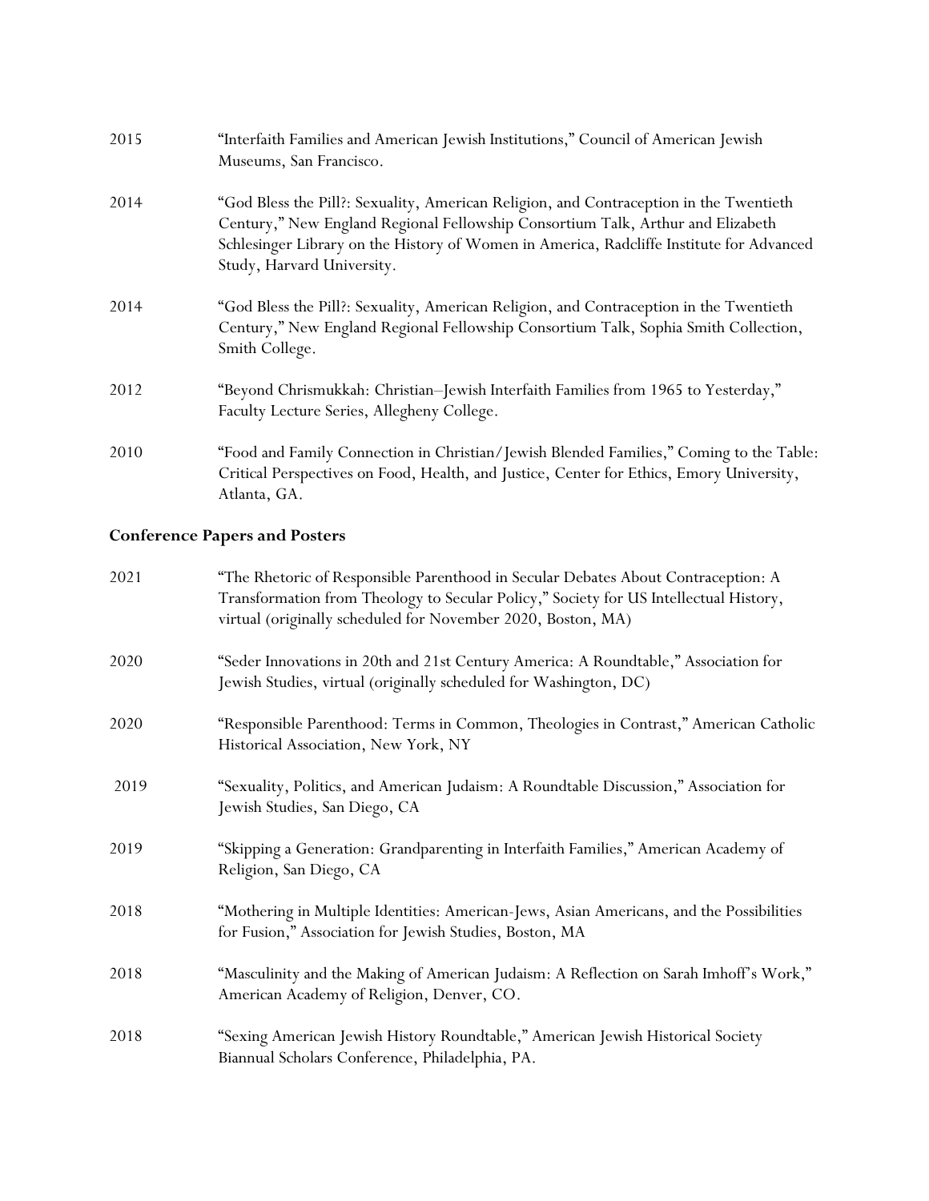2015 "Interfaith Families and American Jewish Institutions," Council of American Jewish Museums, San Francisco.

2014 "God Bless the Pill?: Sexuality, American Religion, and Contraception in the Twentieth Century," New England Regional Fellowship Consortium Talk, Arthur and Elizabeth Schlesinger Library on the History of Women in America, Radcliffe Institute for Advanced Study, Harvard University.

2014 "God Bless the Pill?: Sexuality, American Religion, and Contraception in the Twentieth Century," New England Regional Fellowship Consortium Talk, Sophia Smith Collection, Smith College.

2012 "Beyond Chrismukkah: Christian–Jewish Interfaith Families from 1965 to Yesterday," Faculty Lecture Series, Allegheny College.

2010 "Food and Family Connection in Christian/Jewish Blended Families," Coming to the Table: Critical Perspectives on Food, Health, and Justice, Center for Ethics, Emory University, Atlanta, GA.

## Conference Papers and Posters

2021 "The Rhetoric of Responsible Parenthood in Secular Debates About Contraception: A Transformation from Theology to Secular Policy," Society for US Intellectual History, virtual (originally scheduled for November 2020, Boston, MA)

2020 "Seder Innovations in 20th and 21st Century America: A Roundtable," Association for Jewish Studies, virtual (originally scheduled for Washington, DC)

2020 "Responsible Parenthood: Terms in Common, Theologies in Contrast," American Catholic Historical Association, New York, NY

2019 "Sexuality, Politics, and American Judaism: A Roundtable Discussion," Association for Jewish Studies, San Diego, CA

2019 "Skipping a Generation: Grandparenting in Interfaith Families," American Academy of Religion, San Diego, CA

2018 "Mothering in Multiple Identities: American-Jews, Asian Americans, and the Possibilities for Fusion," Association for Jewish Studies, Boston, MA

2018 "Masculinity and the Making of American Judaism: A Reflection on Sarah Imhoff's Work," American Academy of Religion, Denver, CO.

2018 "Sexing American Jewish History Roundtable," American Jewish Historical Society Biannual Scholars Conference, Philadelphia, PA.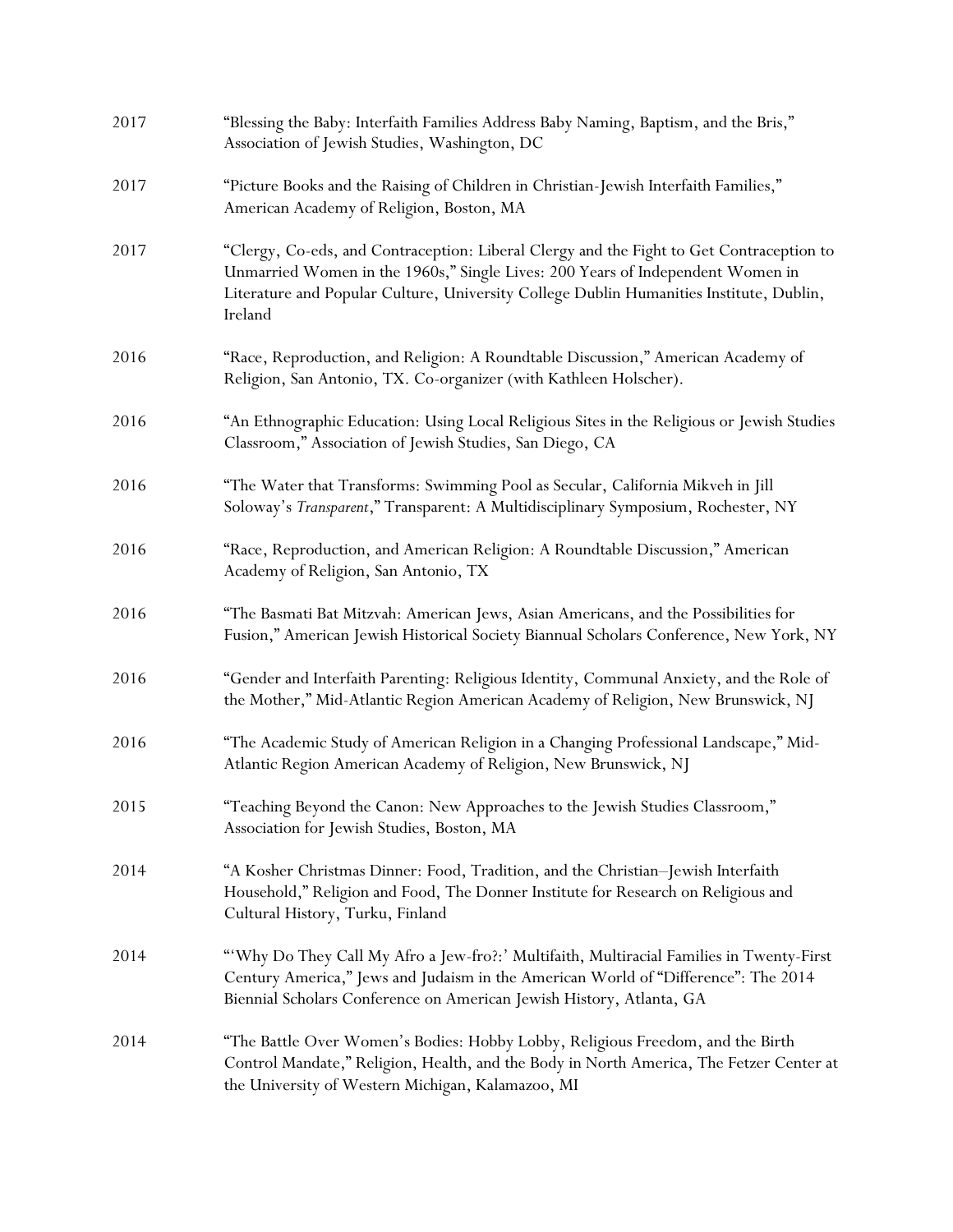2017 "Blessing the Baby: Interfaith Families Address Baby Naming, Baptism, and the Bris," Association of Jewish Studies, Washington, DC

2017 "Picture Books and the Raising of Children in Christian-Jewish Interfaith Families," American Academy of Religion, Boston, MA

2017 "Clergy, Co-eds, and Contraception: Liberal Clergy and the Fight to Get Contraception to Unmarried Women in the 1960s," Single Lives: 200 Years of Independent Women in Literature and Popular Culture, University College Dublin Humanities Institute, Dublin, Ireland

2016 "Race, Reproduction, and Religion: A Roundtable Discussion," American Academy of Religion, San Antonio, TX. Co-organizer (with Kathleen Holscher).

2016 "An Ethnographic Education: Using Local Religious Sites in the Religious or Jewish Studies Classroom," Association of Jewish Studies, San Diego, CA

2016 "The Water that Transforms: Swimming Pool as Secular, California Mikveh in Jill Soloway's *Transparent*," Transparent: A Multidisciplinary Symposium, Rochester, NY

2016 "Race, Reproduction, and American Religion: A Roundtable Discussion," American Academy of Religion, San Antonio, TX

2016 "The Basmati Bat Mitzvah: American Jews, Asian Americans, and the Possibilities for Fusion," American Jewish Historical Society Biannual Scholars Conference, New York, NY

2016 "Gender and Interfaith Parenting: Religious Identity, Communal Anxiety, and the Role of the Mother," Mid-Atlantic Region American Academy of Religion, New Brunswick, NJ

2016 "The Academic Study of American Religion in a Changing Professional Landscape," Mid-Atlantic Region American Academy of Religion, New Brunswick, NJ

2015 "Teaching Beyond the Canon: New Approaches to the Jewish Studies Classroom," Association for Jewish Studies, Boston, MA

2014 "A Kosher Christmas Dinner: Food, Tradition, and the Christian–Jewish Interfaith Household," Religion and Food, The Donner Institute for Research on Religious and Cultural History, Turku, Finland

2014 "'Why Do They Call My Afro a Jew-fro?:' Multifaith, Multiracial Families in Twenty-First Century America," Jews and Judaism in the American World of "Difference": The 2014 Biennial Scholars Conference on American Jewish History, Atlanta, GA

2014 "The Battle Over Women's Bodies: Hobby Lobby, Religious Freedom, and the Birth Control Mandate," Religion, Health, and the Body in North America, The Fetzer Center at the University of Western Michigan, Kalamazoo, MI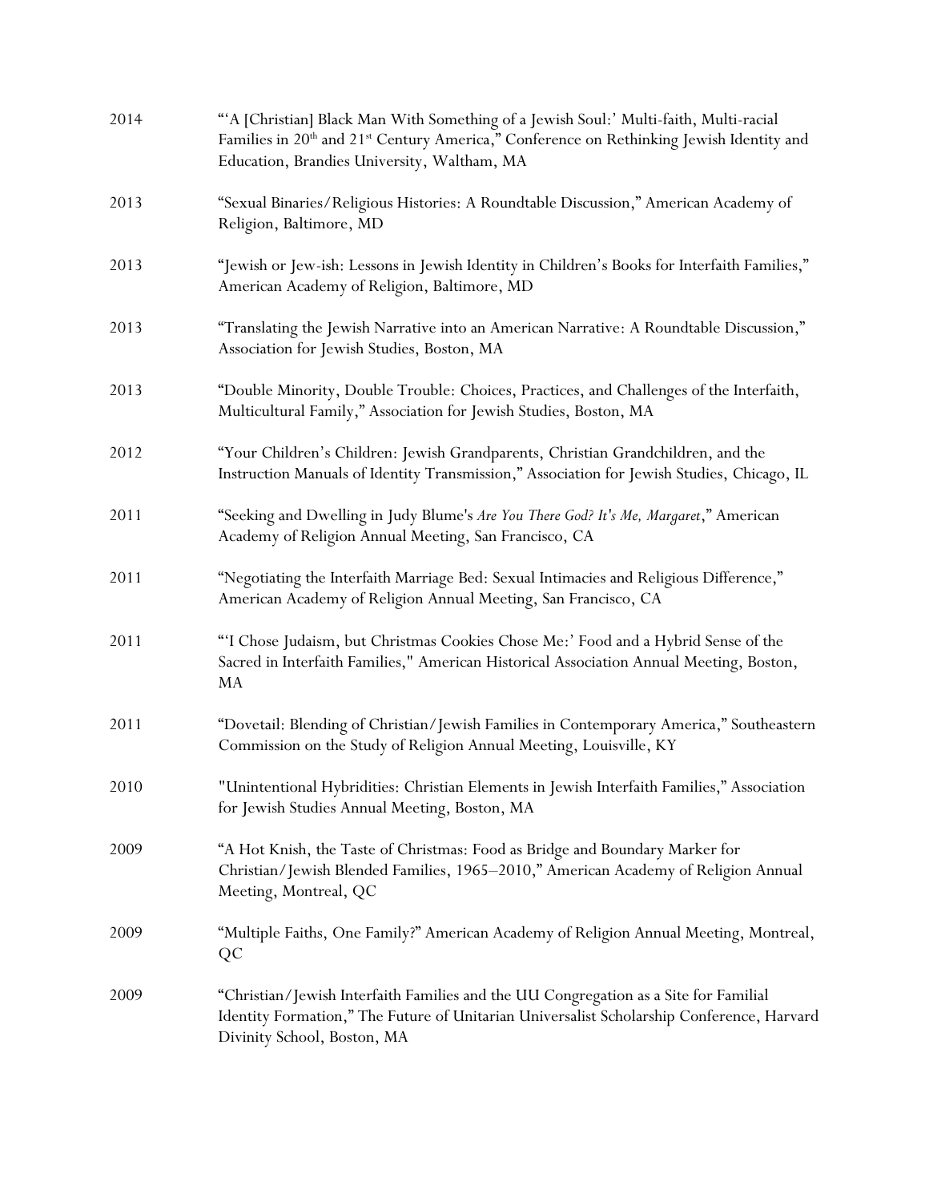2014 "'A [Christian] Black Man With Something of a Jewish Soul:' Multi-faith, Multi-racial Families in 20th and 21st Century America," Conference on Rethinking Jewish Identity and Education, Brandies University, Waltham, MA

2013 "Sexual Binaries/Religious Histories: A Roundtable Discussion," American Academy of Religion, Baltimore, MD

2013 "Jewish or Jew-ish: Lessons in Jewish Identity in Children's Books for Interfaith Families," American Academy of Religion, Baltimore, MD

2013 "Translating the Jewish Narrative into an American Narrative: A Roundtable Discussion," Association for Jewish Studies, Boston, MA

2013 "Double Minority, Double Trouble: Choices, Practices, and Challenges of the Interfaith, Multicultural Family," Association for Jewish Studies, Boston, MA

2012 "Your Children's Children: Jewish Grandparents, Christian Grandchildren, and the Instruction Manuals of Identity Transmission," Association for Jewish Studies, Chicago, IL

2011 "Seeking and Dwelling in Judy Blume's *Are You There God? It's Me, Margaret*," American Academy of Religion Annual Meeting, San Francisco, CA

2011 "Negotiating the Interfaith Marriage Bed: Sexual Intimacies and Religious Difference," American Academy of Religion Annual Meeting, San Francisco, CA

2011 "'I Chose Judaism, but Christmas Cookies Chose Me:' Food and a Hybrid Sense of the Sacred in Interfaith Families," American Historical Association Annual Meeting, Boston, MA

2011 "Dovetail: Blending of Christian/Jewish Families in Contemporary America," Southeastern Commission on the Study of Religion Annual Meeting, Louisville, KY

2010 "Unintentional Hybridities: Christian Elements in Jewish Interfaith Families," Association for Jewish Studies Annual Meeting, Boston, MA

2009 "A Hot Knish, the Taste of Christmas: Food as Bridge and Boundary Marker for Christian/Jewish Blended Families, 1965–2010," American Academy of Religion Annual Meeting, Montreal, QC

2009 "Multiple Faiths, One Family?" American Academy of Religion Annual Meeting, Montreal, QC

2009 "Christian/Jewish Interfaith Families and the UU Congregation as a Site for Familial Identity Formation," The Future of Unitarian Universalist Scholarship Conference, Harvard Divinity School, Boston, MA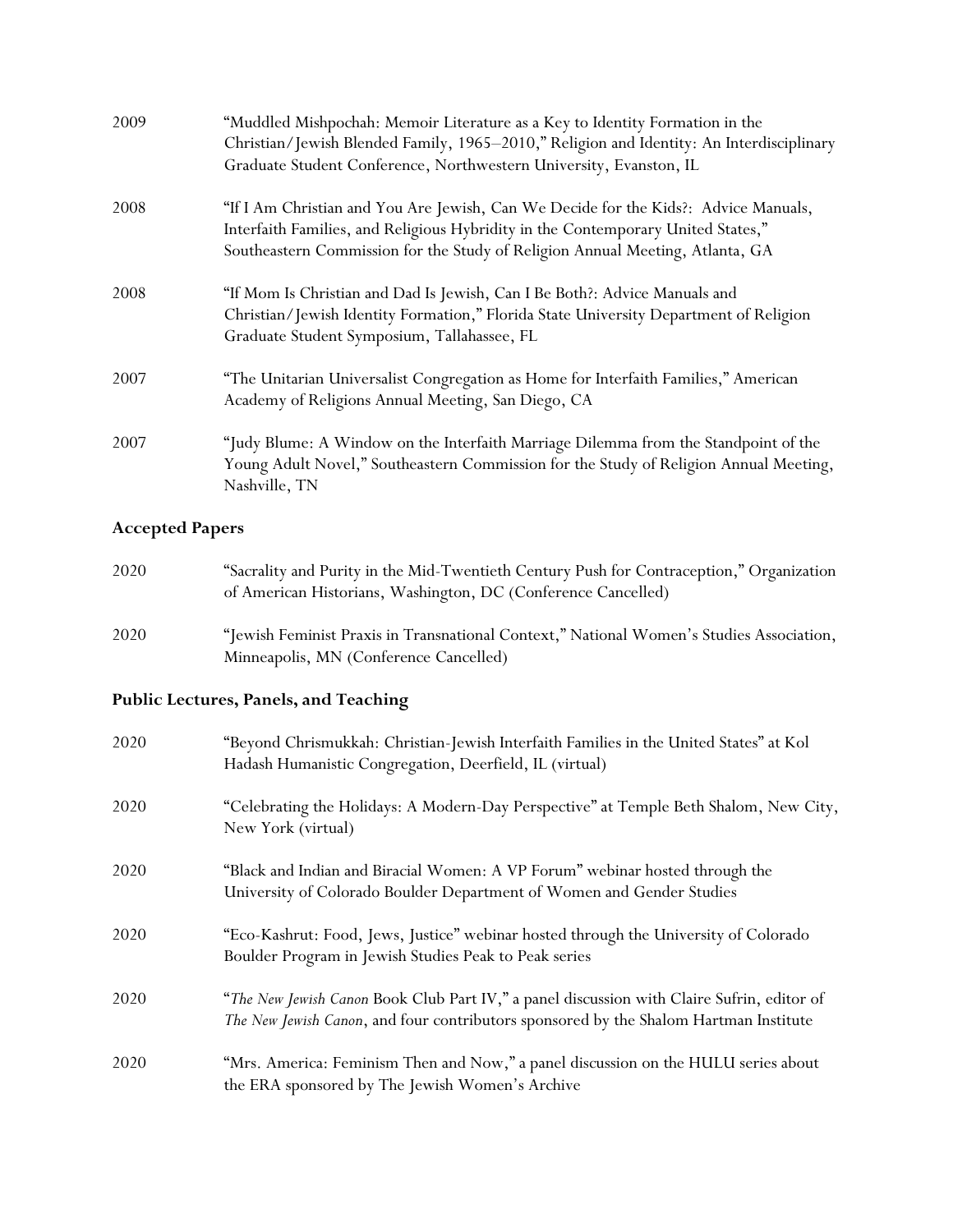2009 "Muddled Mishpochah: Memoir Literature as a Key to Identity Formation in the Christian/Jewish Blended Family, 1965–2010," Religion and Identity: An Interdisciplinary Graduate Student Conference, Northwestern University, Evanston, IL

2008 "If I Am Christian and You Are Jewish, Can We Decide for the Kids?: Advice Manuals, Interfaith Families, and Religious Hybridity in the Contemporary United States," Southeastern Commission for the Study of Religion Annual Meeting, Atlanta, GA

2008 "If Mom Is Christian and Dad Is Jewish, Can I Be Both?: Advice Manuals and Christian/Jewish Identity Formation," Florida State University Department of Religion Graduate Student Symposium, Tallahassee, FL

2007 "The Unitarian Universalist Congregation as Home for Interfaith Families," American Academy of Religions Annual Meeting, San Diego, CA

2007 "Judy Blume: A Window on the Interfaith Marriage Dilemma from the Standpoint of the Young Adult Novel," Southeastern Commission for the Study of Religion Annual Meeting, Nashville, TN

## Accepted Papers

2020 "Sacrality and Purity in the Mid-Twentieth Century Push for Contraception," Organization of American Historians, Washington, DC (Conference Cancelled)

2020 "Jewish Feminist Praxis in Transnational Context," National Women's Studies Association, Minneapolis, MN (Conference Cancelled)

## Public Lectures, Panels, and Teaching

2020 "Beyond Chrismukkah: Christian-Jewish Interfaith Families in the United States" at Kol Hadash Humanistic Congregation, Deerfield, IL (virtual)

2020 "Celebrating the Holidays: A Modern-Day Perspective" at Temple Beth Shalom, New City, New York (virtual)

2020 "Black and Indian and Biracial Women: A VP Forum" webinar hosted through the University of Colorado Boulder Department of Women and Gender Studies

2020 "Eco-Kashrut: Food, Jews, Justice" webinar hosted through the University of Colorado Boulder Program in Jewish Studies Peak to Peak series

2020 "*The New Jewish Canon* Book Club Part IV," a panel discussion with Claire Sufrin, editor of *The New Jewish Canon*, and four contributors sponsored by the Shalom Hartman Institute

2020 "Mrs. America: Feminism Then and Now," a panel discussion on the HULU series about the ERA sponsored by The Jewish Women's Archive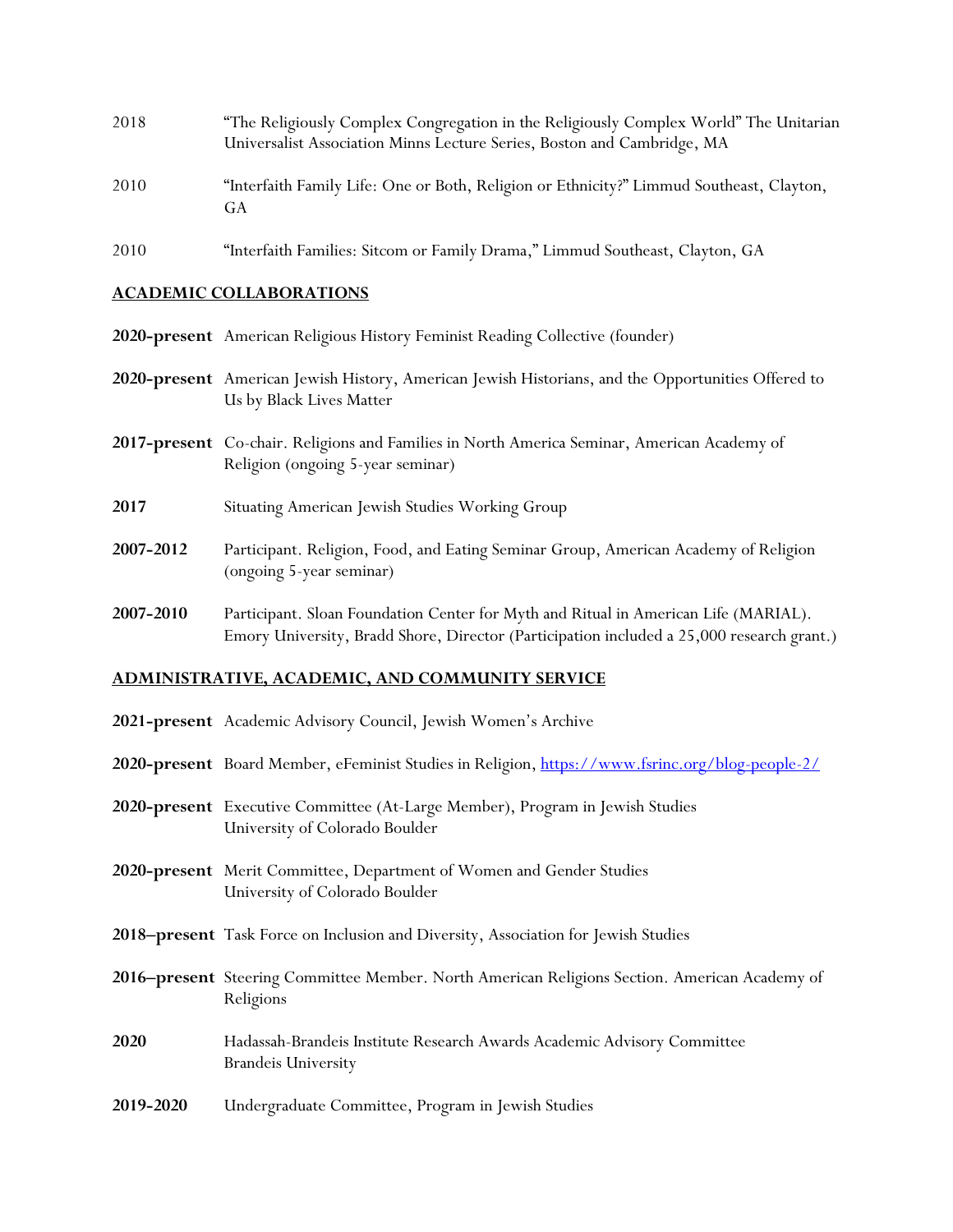2018 "The Religiously Complex Congregation in the Religiously Complex World" The Unitarian Universalist Association Minns Lecture Series, Boston and Cambridge, MA

2010 "Interfaith Family Life: One or Both, Religion or Ethnicity?" Limmud Southeast, Clayton, GA

2010 "Interfaith Families: Sitcom or Family Drama," Limmud Southeast, Clayton, GA

## ACADEMIC COLLABORATIONS

**2020-present** American Religious History Feminist Reading Collective (founder)

**2020-present** American Jewish History, American Jewish Historians, and the Opportunities Offered to Us by Black Lives Matter

**2017-present** Co-chair. Religions and Families in North America Seminar, American Academy of Religion (ongoing 5-year seminar)

**2017** Situating American Jewish Studies Working Group

**2007-2012** Participant. Religion, Food, and Eating Seminar Group, American Academy of Religion (ongoing 5-year seminar)

**2007-2010** Participant. Sloan Foundation Center for Myth and Ritual in American Life (MARIAL). Emory University, Bradd Shore, Director (Participation included a 25,000 research grant.)

## ADMINISTRATIVE, ACADEMIC, AND COMMUNITY SERVICE

**2021-present** Academic Advisory Council, Jewish Women's Archive

**2020-present** Board Member, eFeminist Studies in Religion, https://www.fsrinc.org/blog-people-2/

**2020-present** Executive Committee (At-Large Member), Program in Jewish Studies University of Colorado Boulder

**2020-present** Merit Committee, Department of Women and Gender Studies University of Colorado Boulder

**2018–present** Task Force on Inclusion and Diversity, Association for Jewish Studies

**2016–present** Steering Committee Member. North American Religions Section. American Academy of Religions

**2020** Hadassah-Brandeis Institute Research Awards Academic Advisory Committee Brandeis University

**2019-2020** Undergraduate Committee, Program in Jewish Studies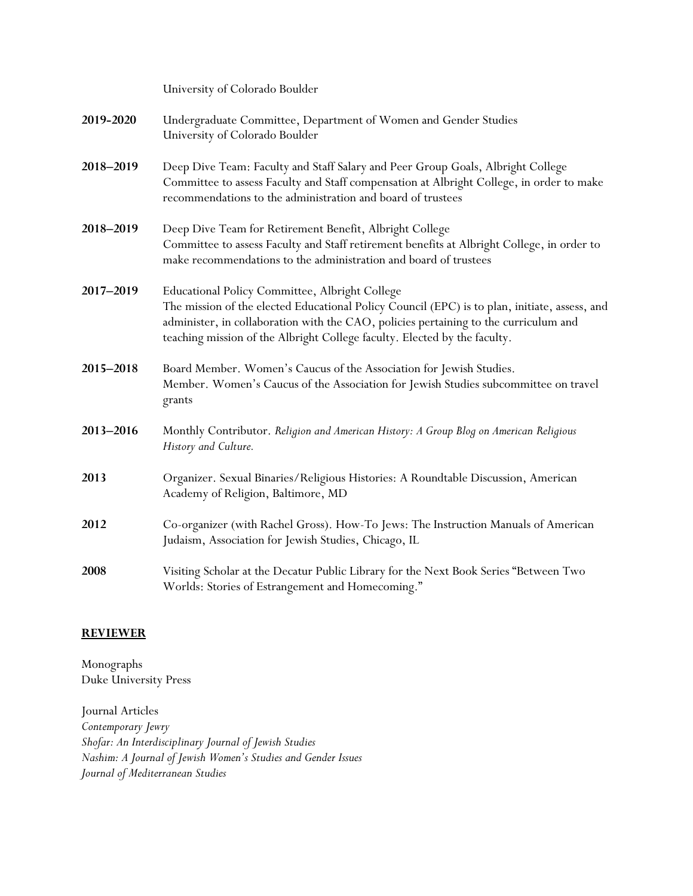University of Colorado Boulder

**2019-2020** Undergraduate Committee, Department of Women and Gender Studies
University of Colorado Boulder

**2018–2019** Deep Dive Team: Faculty and Staff Salary and Peer Group Goals, Albright College
Committee to assess Faculty and Staff compensation at Albright College, in order to make recommendations to the administration and board of trustees

**2018–2019** Deep Dive Team for Retirement Benefit, Albright College
Committee to assess Faculty and Staff retirement benefits at Albright College, in order to make recommendations to the administration and board of trustees

**2017–2019** Educational Policy Committee, Albright College
The mission of the elected Educational Policy Council (EPC) is to plan, initiate, assess, and administer, in collaboration with the CAO, policies pertaining to the curriculum and teaching mission of the Albright College faculty. Elected by the faculty.

**2015–2018** Board Member. Women's Caucus of the Association for Jewish Studies.
Member. Women's Caucus of the Association for Jewish Studies subcommittee on travel grants

**2013–2016** Monthly Contributor. *Religion and American History: A Group Blog on American Religious History and Culture.*

**2013** Organizer. Sexual Binaries/Religious Histories: A Roundtable Discussion, American Academy of Religion, Baltimore, MD

**2012** Co-organizer (with Rachel Gross). How-To Jews: The Instruction Manuals of American Judaism, Association for Jewish Studies, Chicago, IL

**2008** Visiting Scholar at the Decatur Public Library for the Next Book Series "Between Two Worlds: Stories of Estrangement and Homecoming."

## REVIEWER

Monographs
Duke University Press

Journal Articles
*Contemporary Jewry*
*Shofar: An Interdisciplinary Journal of Jewish Studies*
*Nashim: A Journal of Jewish Women's Studies and Gender Issues*
*Journal of Mediterranean Studies*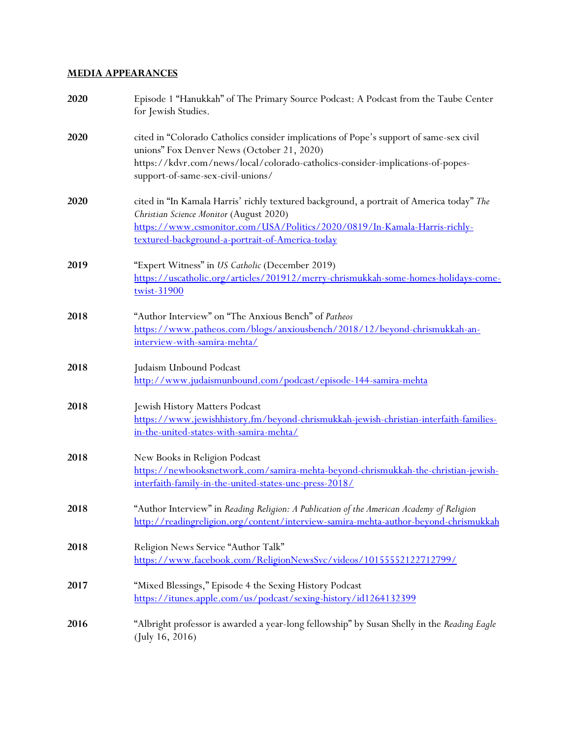## MEDIA APPEARANCES

**2020** Episode 1 "Hanukkah" of The Primary Source Podcast: A Podcast from the Taube Center for Jewish Studies.

**2020** cited in "Colorado Catholics consider implications of Pope's support of same-sex civil unions" Fox Denver News (October 21, 2020) https://kdvr.com/news/local/colorado-catholics-consider-implications-of-popes-support-of-same-sex-civil-unions/

**2020** cited in "In Kamala Harris' richly textured background, a portrait of America today" *The Christian Science Monitor* (August 2020) https://www.csmonitor.com/USA/Politics/2020/0819/In-Kamala-Harris-richly-textured-background-a-portrait-of-America-today

**2019** "Expert Witness" in *US Catholic* (December 2019) https://uscatholic.org/articles/201912/merry-chrismukkah-some-homes-holidays-come-twist-31900

**2018** "Author Interview" on "The Anxious Bench" of *Patheos* https://www.patheos.com/blogs/anxiousbench/2018/12/beyond-chrismukkah-an-interview-with-samira-mehta/

**2018** Judaism Unbound Podcast http://www.judaismunbound.com/podcast/episode-144-samira-mehta

**2018** Jewish History Matters Podcast https://www.jewishhistory.fm/beyond-chrismukkah-jewish-christian-interfaith-families-in-the-united-states-with-samira-mehta/

**2018** New Books in Religion Podcast https://newbooksnetwork.com/samira-mehta-beyond-chrismukkah-the-christian-jewish-interfaith-family-in-the-united-states-unc-press-2018/

**2018** "Author Interview" in *Reading Religion: A Publication of the American Academy of Religion* http://readingreligion.org/content/interview-samira-mehta-author-beyond-chrismukkah

**2018** Religion News Service "Author Talk" https://www.facebook.com/ReligionNewsSvc/videos/10155552122712799/

**2017** "Mixed Blessings," Episode 4 the Sexing History Podcast https://itunes.apple.com/us/podcast/sexing-history/id1264132399

**2016** "Albright professor is awarded a year-long fellowship" by Susan Shelly in the *Reading Eagle* (July 16, 2016)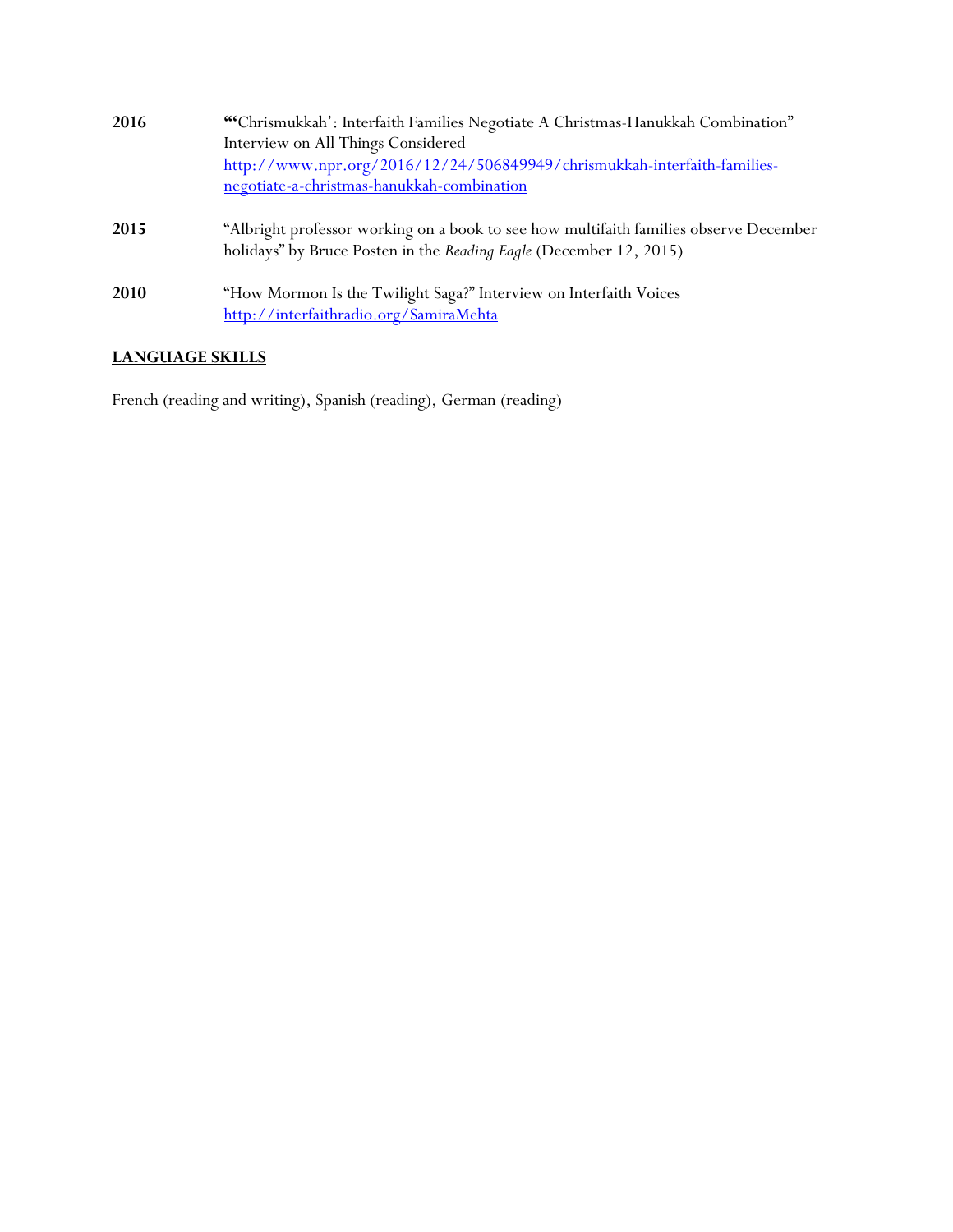**2016** "'Chrismukkah': Interfaith Families Negotiate A Christmas-Hanukkah Combination" Interview on All Things Considered
[http://www.npr.org/2016/12/24/506849949/chrismukkah-interfaith-families-negotiate-a-christmas-hanukkah-combination](http://www.npr.org/2016/12/24/506849949/chrismukkah-interfaith-families-negotiate-a-christmas-hanukkah-combination)

**2015** "Albright professor working on a book to see how multifaith families observe December holidays" by Bruce Posten in the *Reading Eagle* (December 12, 2015)

**2010** "How Mormon Is the Twilight Saga?" Interview on Interfaith Voices
[http://interfaithradio.org/SamiraMehta](http://interfaithradio.org/SamiraMehta)

## LANGUAGE SKILLS

French (reading and writing), Spanish (reading), German (reading)